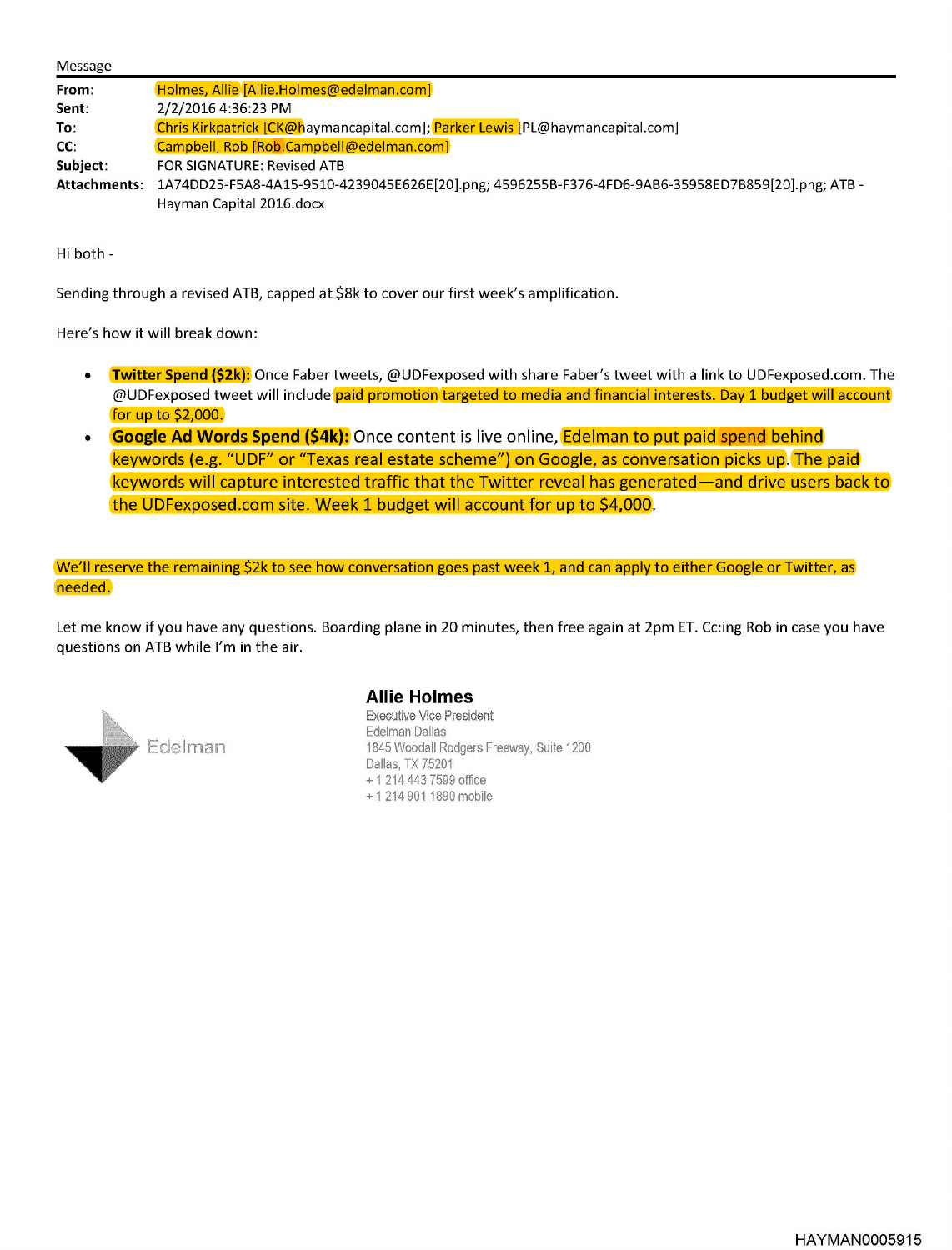Message

| | |
|---|---|
| **From**: | Holmes, Allie [Allie.Holmes@edelman.com] |
| **Sent**: | 2/2/2016 4:36:23 PM |
| **To**: | Chris Kirkpatrick [CK@haymancapital.com]; Parker Lewis [PL@haymancapital.com] |
| **CC**: | Campbell, Rob [Rob.Campbell@edelman.com] |
| **Subject**: | FOR SIGNATURE: Revised ATB |
| **Attachments**: | 1A74DD25-F5A8-4A15-9510-4239045E626E[20].png; 4596255B-F376-4FD6-9AB6-35958ED7B859[20].png; ATB - Hayman Capital 2016.docx |

Hi both -

Sending through a revised ATB, capped at $8k to cover our first week's amplification.

Here's how it will break down:

- **Twitter Spend ($2k):** Once Faber tweets, @UDFexposed with share Faber's tweet with a link to UDFexposed.com. The @UDFexposed tweet will include paid promotion targeted to media and financial interests. Day 1 budget will account for up to $2,000.
- **Google Ad Words Spend ($4k):** Once content is live online, Edelman to put paid spend behind keywords (e.g. "UDF" or "Texas real estate scheme") on Google, as conversation picks up. The paid keywords will capture interested traffic that the Twitter reveal has generated—and drive users back to the UDFexposed.com site. Week 1 budget will account for up to $4,000.

We'll reserve the remaining $2k to see how conversation goes past week 1, and can apply to either Google or Twitter, as needed.

Let me know if you have any questions. Boarding plane in 20 minutes, then free again at 2pm ET. Cc:ing Rob in case you have questions on ATB while I'm in the air.

Edelman

**Allie Holmes**
Executive Vice President
Edelman Dallas
1845 Woodall Rodgers Freeway, Suite 1200
Dallas, TX 75201
+ 1 214 443 7599 office
+ 1 214 901 1890 mobile

HAYMAN0005915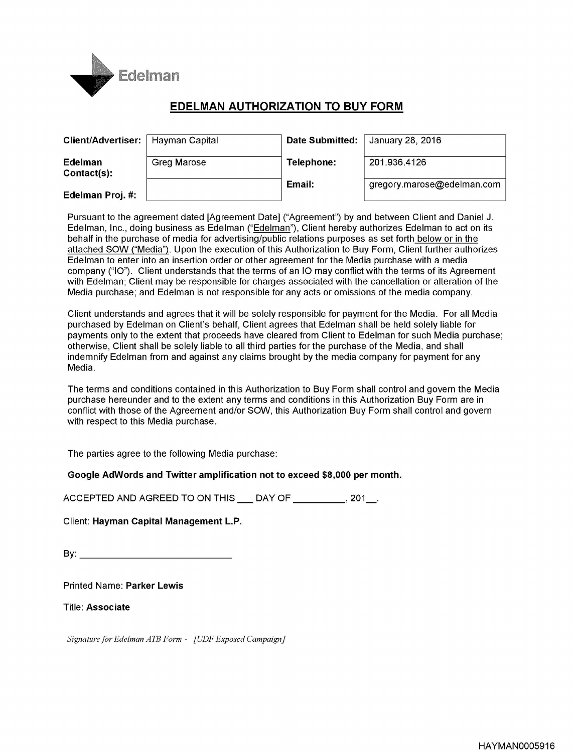Edelman

# EDELMAN AUTHORIZATION TO BUY FORM

| | | | |
|---|---|---|---|
| **Client/Advertiser:** | Hayman Capital | **Date Submitted:** | January 28, 2016 |
| **Edelman Contact(s):** | Greg Marose | **Telephone:** | 201.936.4126 |
| **Edelman Proj. #:** | | **Email:** | gregory.marose@edelman.com |

Pursuant to the agreement dated [Agreement Date] ("Agreement") by and between Client and Daniel J. Edelman, Inc., doing business as Edelman ("Edelman"), Client hereby authorizes Edelman to act on its behalf in the purchase of media for advertising/public relations purposes as set forth below or in the attached SOW ("Media"). Upon the execution of this Authorization to Buy Form, Client further authorizes Edelman to enter into an insertion order or other agreement for the Media purchase with a media company ("IO"). Client understands that the terms of an IO may conflict with the terms of its Agreement with Edelman; Client may be responsible for charges associated with the cancellation or alteration of the Media purchase; and Edelman is not responsible for any acts or omissions of the media company.

Client understands and agrees that it will be solely responsible for payment for the Media. For all Media purchased by Edelman on Client's behalf, Client agrees that Edelman shall be held solely liable for payments only to the extent that proceeds have cleared from Client to Edelman for such Media purchase; otherwise, Client shall be solely liable to all third parties for the purchase of the Media, and shall indemnify Edelman from and against any claims brought by the media company for payment for any Media.

The terms and conditions contained in this Authorization to Buy Form shall control and govern the Media purchase hereunder and to the extent any terms and conditions in this Authorization Buy Form are in conflict with those of the Agreement and/or SOW, this Authorization Buy Form shall control and govern with respect to this Media purchase.

The parties agree to the following Media purchase:

**Google AdWords and Twitter amplification not to exceed $8,000 per month.**

ACCEPTED AND AGREED TO ON THIS ___ DAY OF _________, 201__.

Client: **Hayman Capital Management L.P.**

By: ____________________________

Printed Name: **Parker Lewis**

Title: **Associate**

*Signature for Edelman ATB Form - [UDF Exposed Campaign]*

HAYMAN0005916